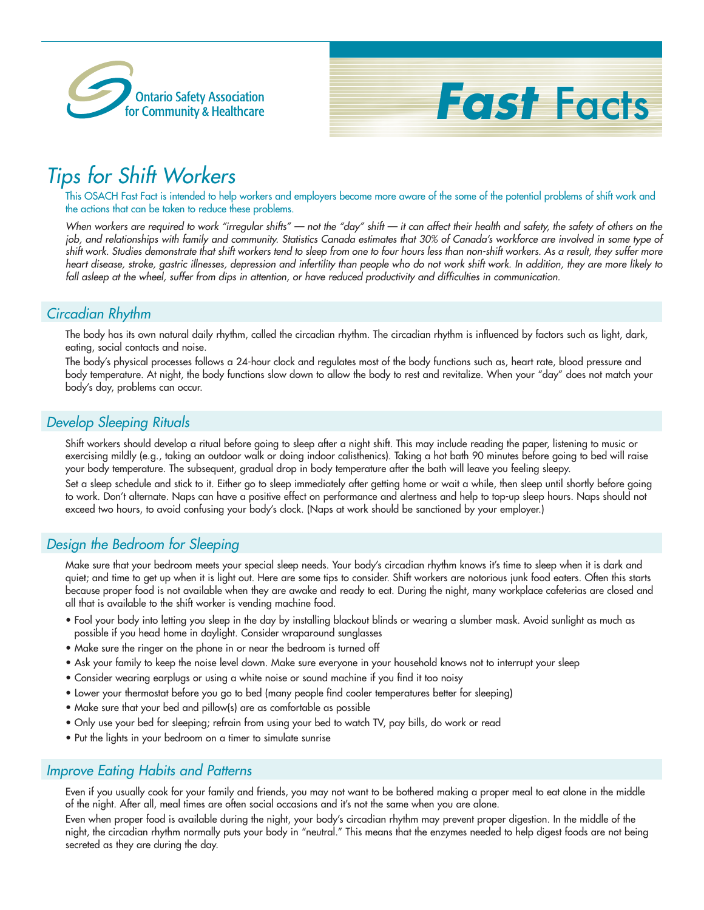Ontario Safety Association for Community & Healthcare

# *Fast* Facts

## *Tips for Shift Workers*

This OSACH Fast Fact is intended to help workers and employers become more aware of the some of the potential problems of shift work and the actions that can be taken to reduce these problems.

*When workers are required to work "irregular shifts" — not the "day" shift — it can affect their health and safety, the safety of others on the job, and relationships with family and community. Statistics Canada estimates that 30% of Canada's workforce are involved in some type of shift work. Studies demonstrate that shift workers tend to sleep from one to four hours less than non-shift workers. As a result, they suffer more heart disease, stroke, gastric illnesses, depression and infertility than people who do not work shift work. In addition, they are more likely to fall asleep at the wheel, suffer from dips in attention, or have reduced productivity and difficulties in communication.*

### *Circadian Rhythm*

The body has its own natural daily rhythm, called the circadian rhythm. The circadian rhythm is influenced by factors such as light, dark, eating, social contacts and noise.

The body's physical processes follows a 24-hour clock and regulates most of the body functions such as, heart rate, blood pressure and body temperature. At night, the body functions slow down to allow the body to rest and revitalize. When your "day" does not match your body's day, problems can occur.

### *Develop Sleeping Rituals*

Shift workers should develop a ritual before going to sleep after a night shift. This may include reading the paper, listening to music or exercising mildly (e.g., taking an outdoor walk or doing indoor calisthenics). Taking a hot bath 90 minutes before going to bed will raise your body temperature. The subsequent, gradual drop in body temperature after the bath will leave you feeling sleepy.

Set a sleep schedule and stick to it. Either go to sleep immediately after getting home or wait a while, then sleep until shortly before going to work. Don't alternate. Naps can have a positive effect on performance and alertness and help to top-up sleep hours. Naps should not exceed two hours, to avoid confusing your body's clock. (Naps at work should be sanctioned by your employer.)

### *Design the Bedroom for Sleeping*

Make sure that your bedroom meets your special sleep needs. Your body's circadian rhythm knows it's time to sleep when it is dark and quiet; and time to get up when it is light out. Here are some tips to consider. Shift workers are notorious junk food eaters. Often this starts because proper food is not available when they are awake and ready to eat. During the night, many workplace cafeterias are closed and all that is available to the shift worker is vending machine food.

- Fool your body into letting you sleep in the day by installing blackout blinds or wearing a slumber mask. Avoid sunlight as much as possible if you head home in daylight. Consider wraparound sunglasses
- Make sure the ringer on the phone in or near the bedroom is turned off
- Ask your family to keep the noise level down. Make sure everyone in your household knows not to interrupt your sleep
- Consider wearing earplugs or using a white noise or sound machine if you find it too noisy
- Lower your thermostat before you go to bed (many people find cooler temperatures better for sleeping)
- Make sure that your bed and pillow(s) are as comfortable as possible
- Only use your bed for sleeping; refrain from using your bed to watch TV, pay bills, do work or read
- Put the lights in your bedroom on a timer to simulate sunrise

### *Improve Eating Habits and Patterns*

Even if you usually cook for your family and friends, you may not want to be bothered making a proper meal to eat alone in the middle of the night. After all, meal times are often social occasions and it's not the same when you are alone.

Even when proper food is available during the night, your body's circadian rhythm may prevent proper digestion. In the middle of the night, the circadian rhythm normally puts your body in "neutral." This means that the enzymes needed to help digest foods are not being secreted as they are during the day.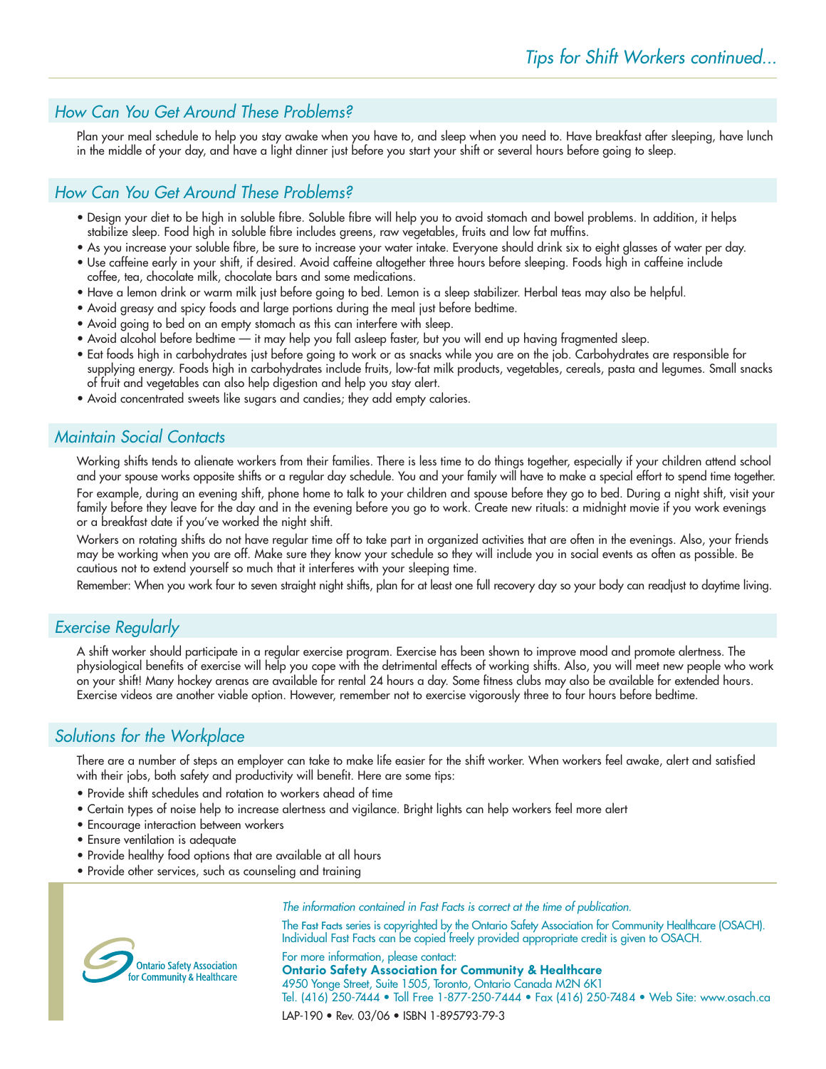## How Can You Get Around These Problems?

Plan your meal schedule to help you stay awake when you have to, and sleep when you need to. Have breakfast after sleeping, have lunch in the middle of your day, and have a light dinner just before you start your shift or several hours before going to sleep.

## How Can You Get Around These Problems?

- Design your diet to be high in soluble fibre. Soluble fibre will help you to avoid stomach and bowel problems. In addition, it helps stabilize sleep. Food high in soluble fibre includes greens, raw vegetables, fruits and low fat muffins.
- As you increase your soluble fibre, be sure to increase your water intake. Everyone should drink six to eight glasses of water per day.
- Use caffeine early in your shift, if desired. Avoid caffeine altogether three hours before sleeping. Foods high in caffeine include coffee, tea, chocolate milk, chocolate bars and some medications.
- Have a lemon drink or warm milk just before going to bed. Lemon is a sleep stabilizer. Herbal teas may also be helpful.
- Avoid greasy and spicy foods and large portions during the meal just before bedtime.
- Avoid going to bed on an empty stomach as this can interfere with sleep.
- Avoid alcohol before bedtime — it may help you fall asleep faster, but you will end up having fragmented sleep.
- Eat foods high in carbohydrates just before going to work or as snacks while you are on the job. Carbohydrates are responsible for supplying energy. Foods high in carbohydrates include fruits, low-fat milk products, vegetables, cereals, pasta and legumes. Small snacks of fruit and vegetables can also help digestion and help you stay alert.
- Avoid concentrated sweets like sugars and candies; they add empty calories.

## Maintain Social Contacts

Working shifts tends to alienate workers from their families. There is less time to do things together, especially if your children attend school and your spouse works opposite shifts or a regular day schedule. You and your family will have to make a special effort to spend time together.

For example, during an evening shift, phone home to talk to your children and spouse before they go to bed. During a night shift, visit your family before they leave for the day and in the evening before you go to work. Create new rituals: a midnight movie if you work evenings or a breakfast date if you've worked the night shift.

Workers on rotating shifts do not have regular time off to take part in organized activities that are often in the evenings. Also, your friends may be working when you are off. Make sure they know your schedule so they will include you in social events as often as possible. Be cautious not to extend yourself so much that it interferes with your sleeping time.

Remember: When you work four to seven straight night shifts, plan for at least one full recovery day so your body can readjust to daytime living.

## Exercise Regularly

A shift worker should participate in a regular exercise program. Exercise has been shown to improve mood and promote alertness. The physiological benefits of exercise will help you cope with the detrimental effects of working shifts. Also, you will meet new people who work on your shift! Many hockey arenas are available for rental 24 hours a day. Some fitness clubs may also be available for extended hours. Exercise videos are another viable option. However, remember not to exercise vigorously three to four hours before bedtime.

## Solutions for the Workplace

There are a number of steps an employer can take to make life easier for the shift worker. When workers feel awake, alert and satisfied with their jobs, both safety and productivity will benefit. Here are some tips:

- Provide shift schedules and rotation to workers ahead of time
- Certain types of noise help to increase alertness and vigilance. Bright lights can help workers feel more alert
- Encourage interaction between workers
- Ensure ventilation is adequate
- Provide healthy food options that are available at all hours
- Provide other services, such as counseling and training

Ontario Safety Association for Community & Healthcare

*The information contained in Fast Facts is correct at the time of publication.*

The Fast Facts series is copyrighted by the Ontario Safety Association for Community Healthcare (OSACH). Individual Fast Facts can be copied freely provided appropriate credit is given to OSACH.

For more information, please contact:
**Ontario Safety Association for Community & Healthcare**
4950 Yonge Street, Suite 1505, Toronto, Ontario Canada M2N 6K1
Tel. (416) 250-7444 • Toll Free 1-877-250-7444 • Fax (416) 250-7484 • Web Site: www.osach.ca

LAP-190 • Rev. 03/06 • ISBN 1-895793-79-3